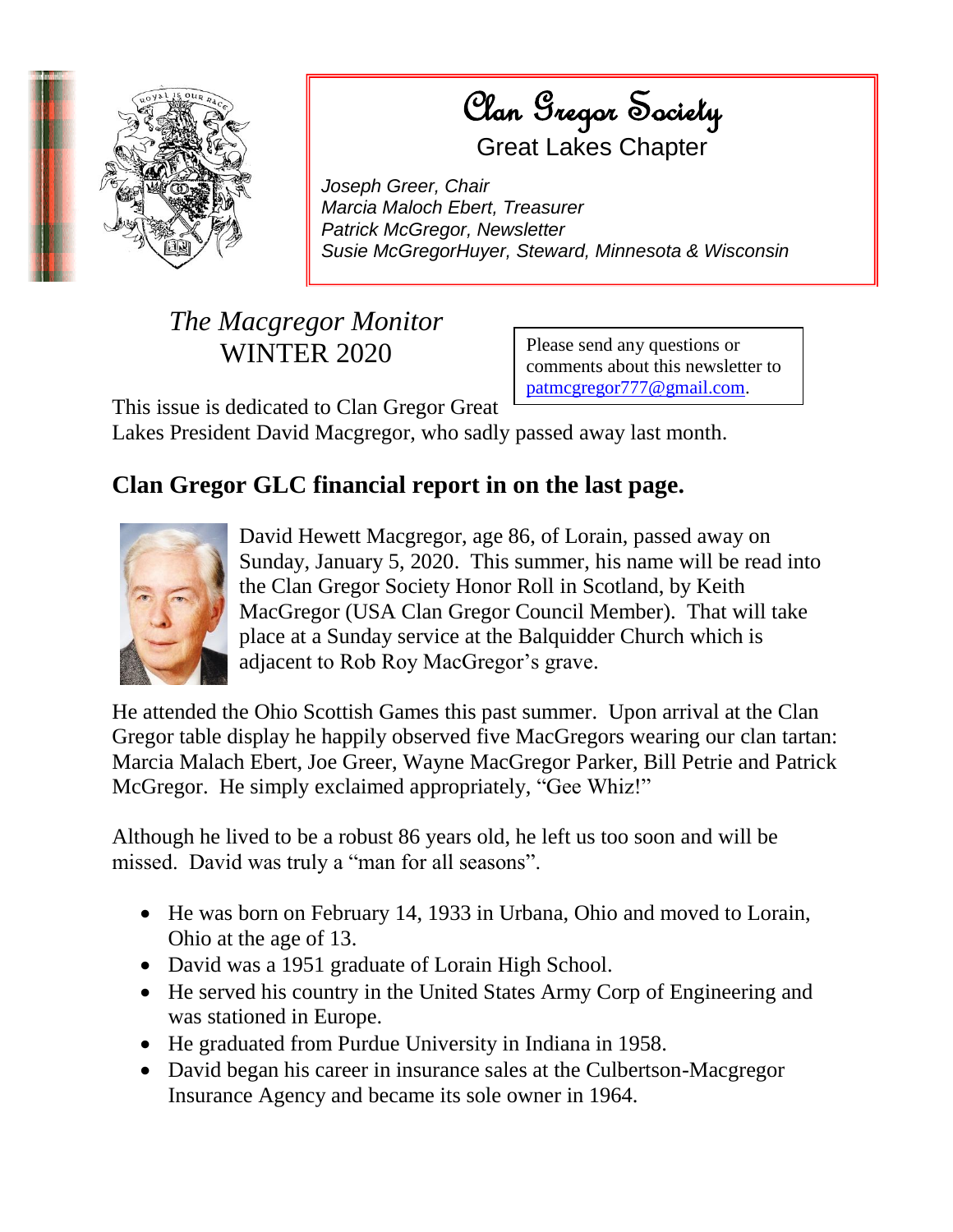# Clan Gregor Society

## Great Lakes Chapter

*Joseph Greer, Chair*
*Marcia Maloch Ebert, Treasurer*
*Patrick McGregor, Newsletter*
*Susie McGregorHuyer, Steward, Minnesota & Wisconsin*

*The Macgregor Monitor*
WINTER 2020

Please send any questions or comments about this newsletter to patmcgregor777@gmail.com.

This issue is dedicated to Clan Gregor Great Lakes President David Macgregor, who sadly passed away last month.

## Clan Gregor GLC financial report in on the last page.

David Hewett Macgregor, age 86, of Lorain, passed away on Sunday, January 5, 2020. This summer, his name will be read into the Clan Gregor Society Honor Roll in Scotland, by Keith MacGregor (USA Clan Gregor Council Member). That will take place at a Sunday service at the Balquidder Church which is adjacent to Rob Roy MacGregor's grave.

He attended the Ohio Scottish Games this past summer. Upon arrival at the Clan Gregor table display he happily observed five MacGregors wearing our clan tartan: Marcia Malach Ebert, Joe Greer, Wayne MacGregor Parker, Bill Petrie and Patrick McGregor. He simply exclaimed appropriately, "Gee Whiz!"

Although he lived to be a robust 86 years old, he left us too soon and will be missed. David was truly a "man for all seasons".

- He was born on February 14, 1933 in Urbana, Ohio and moved to Lorain, Ohio at the age of 13.
- David was a 1951 graduate of Lorain High School.
- He served his country in the United States Army Corp of Engineering and was stationed in Europe.
- He graduated from Purdue University in Indiana in 1958.
- David began his career in insurance sales at the Culbertson-Macgregor Insurance Agency and became its sole owner in 1964.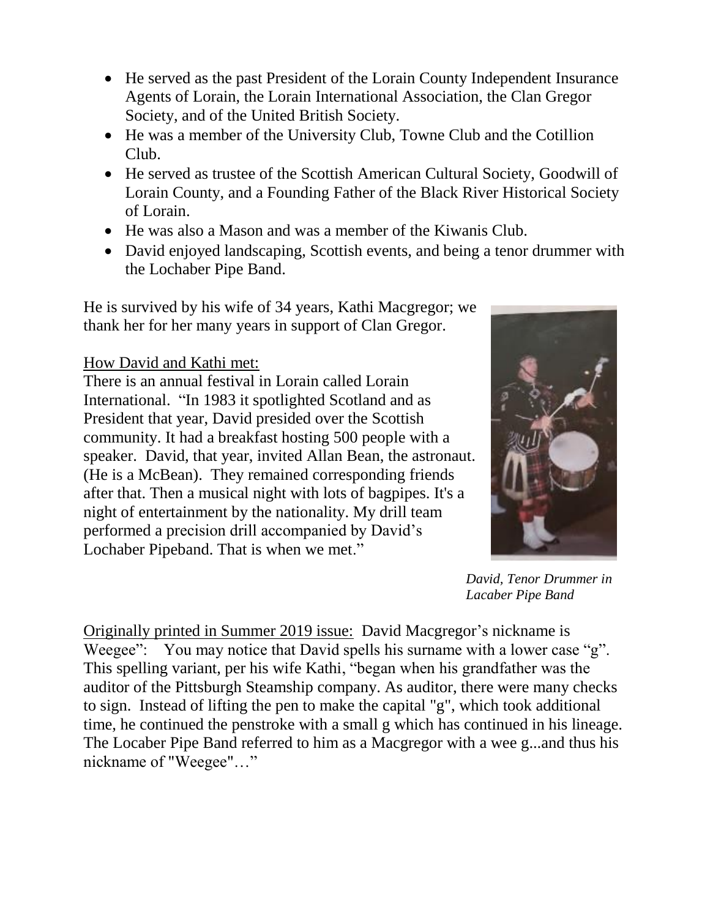- He served as the past President of the Lorain County Independent Insurance Agents of Lorain, the Lorain International Association, the Clan Gregor Society, and of the United British Society.
- He was a member of the University Club, Towne Club and the Cotillion Club.
- He served as trustee of the Scottish American Cultural Society, Goodwill of Lorain County, and a Founding Father of the Black River Historical Society of Lorain.
- He was also a Mason and was a member of the Kiwanis Club.
- David enjoyed landscaping, Scottish events, and being a tenor drummer with the Lochaber Pipe Band.

He is survived by his wife of 34 years, Kathi Macgregor; we thank her for her many years in support of Clan Gregor.

<u>How David and Kathi met:</u>
There is an annual festival in Lorain called Lorain International. "In 1983 it spotlighted Scotland and as President that year, David presided over the Scottish community. It had a breakfast hosting 500 people with a speaker. David, that year, invited Allan Bean, the astronaut. (He is a McBean). They remained corresponding friends after that. Then a musical night with lots of bagpipes. It's a night of entertainment by the nationality. My drill team performed a precision drill accompanied by David's Lochaber Pipeband. That is when we met."

*David, Tenor Drummer in Lacaber Pipe Band*

<u>Originally printed in Summer 2019 issue:</u> David Macgregor's nickname is Weegee": You may notice that David spells his surname with a lower case "g". This spelling variant, per his wife Kathi, "began when his grandfather was the auditor of the Pittsburgh Steamship company. As auditor, there were many checks to sign. Instead of lifting the pen to make the capital "g", which took additional time, he continued the penstroke with a small g which has continued in his lineage. The Locaber Pipe Band referred to him as a Macgregor with a wee g...and thus his nickname of "Weegee"…"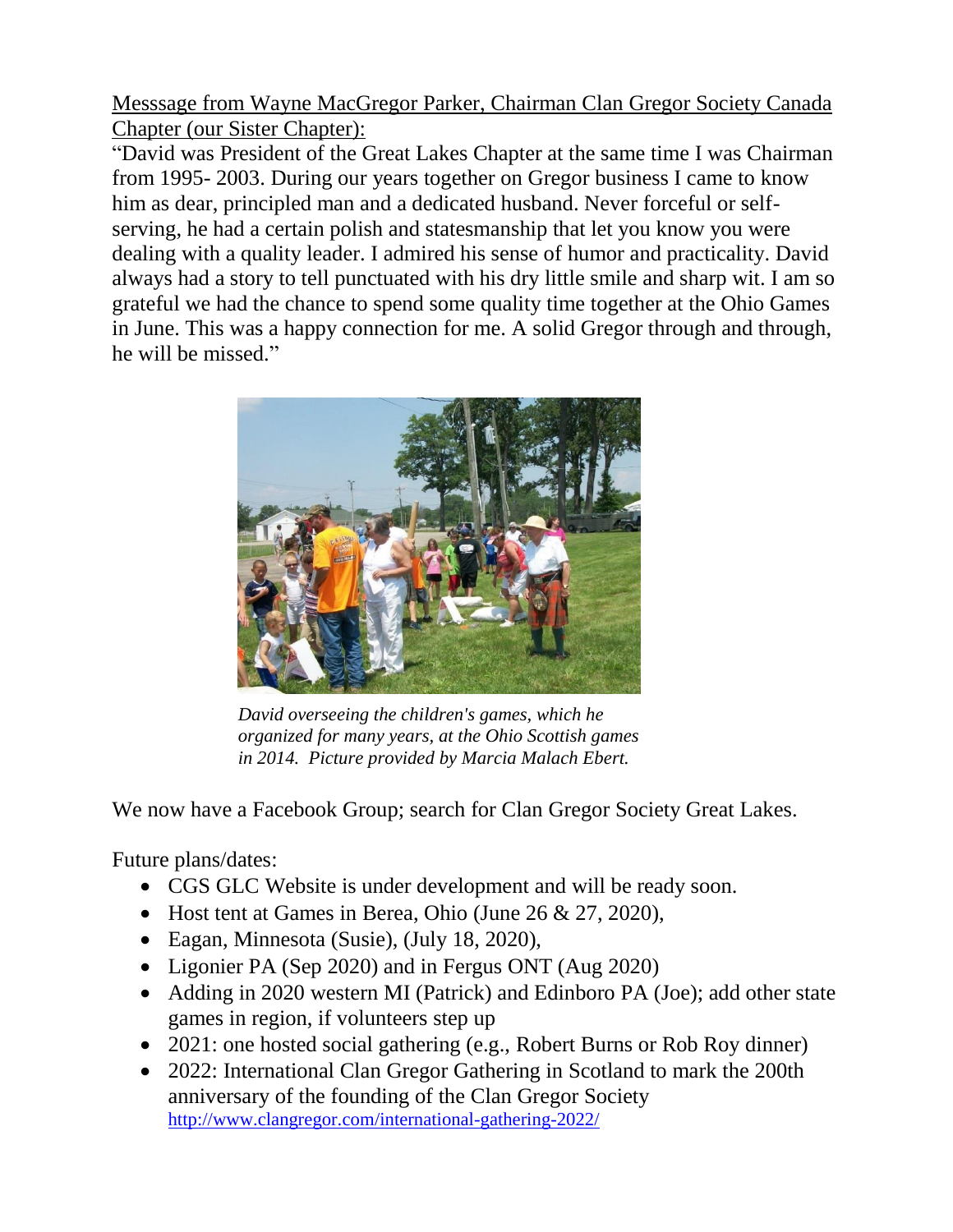Messsage from Wayne MacGregor Parker, Chairman Clan Gregor Society Canada Chapter (our Sister Chapter):

"David was President of the Great Lakes Chapter at the same time I was Chairman from 1995- 2003. During our years together on Gregor business I came to know him as dear, principled man and a dedicated husband. Never forceful or self-serving, he had a certain polish and statesmanship that let you know you were dealing with a quality leader. I admired his sense of humor and practicality. David always had a story to tell punctuated with his dry little smile and sharp wit. I am so grateful we had the chance to spend some quality time together at the Ohio Games in June. This was a happy connection for me. A solid Gregor through and through, he will be missed."

*David overseeing the children's games, which he organized for many years, at the Ohio Scottish games in 2014. Picture provided by Marcia Malach Ebert.*

We now have a Facebook Group; search for Clan Gregor Society Great Lakes.

Future plans/dates:

- CGS GLC Website is under development and will be ready soon.
- Host tent at Games in Berea, Ohio (June 26 & 27, 2020),
- Eagan, Minnesota (Susie), (July 18, 2020),
- Ligonier PA (Sep 2020) and in Fergus ONT (Aug 2020)
- Adding in 2020 western MI (Patrick) and Edinboro PA (Joe); add other state games in region, if volunteers step up
- 2021: one hosted social gathering (e.g., Robert Burns or Rob Roy dinner)
- 2022: International Clan Gregor Gathering in Scotland to mark the 200th anniversary of the founding of the Clan Gregor Society http://www.clangregor.com/international-gathering-2022/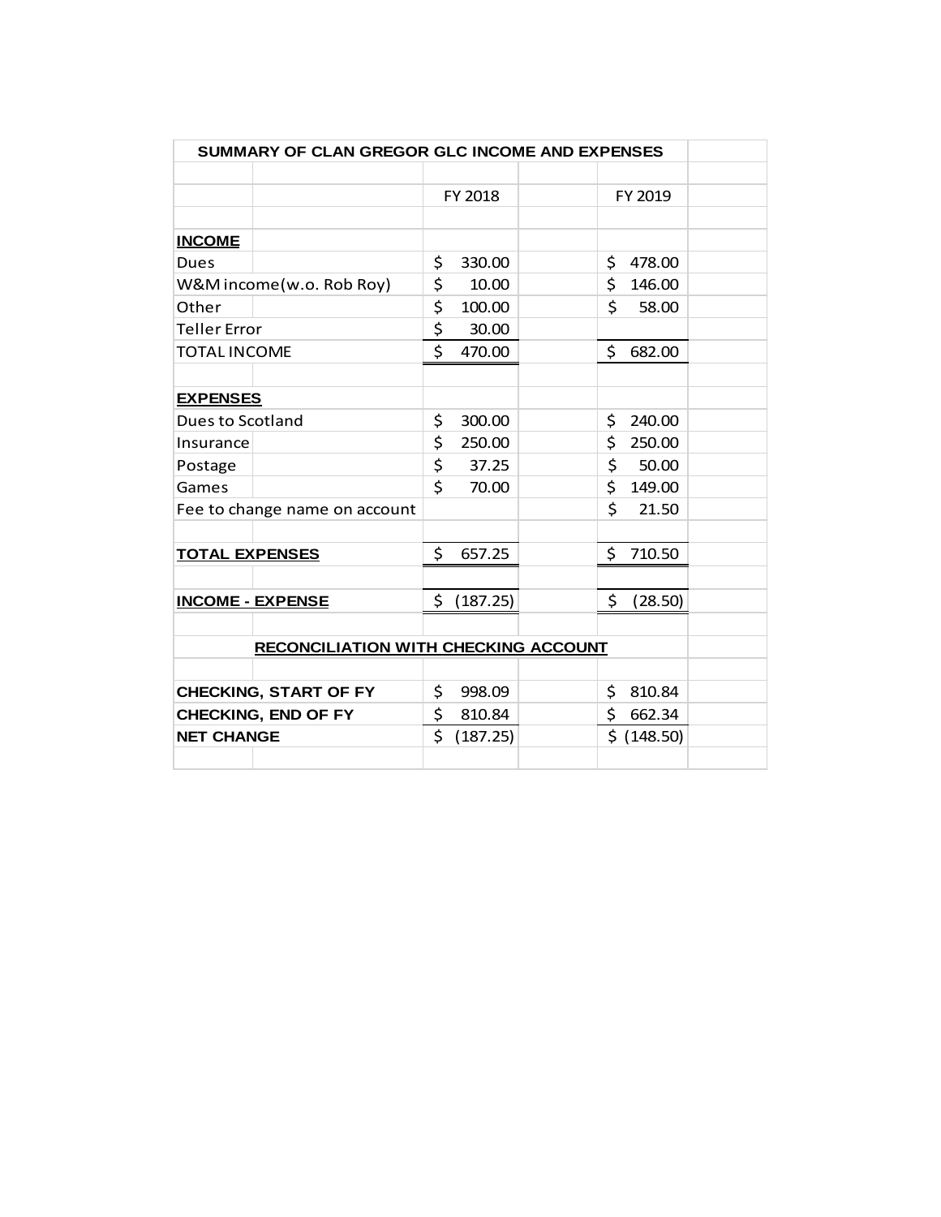## SUMMARY OF CLAN GREGOR GLC INCOME AND EXPENSES

| | FY 2018 | FY 2019 |
|---|---|---|
| **INCOME** | | |
| Dues | $ 330.00 | $ 478.00 |
| W&M income(w.o. Rob Roy) | $ 10.00 | $ 146.00 |
| Other | $ 100.00 | $ 58.00 |
| Teller Error | $ 30.00 | |
| TOTAL INCOME | $ 470.00 | $ 682.00 |
| | | |
| **EXPENSES** | | |
| Dues to Scotland | $ 300.00 | $ 240.00 |
| Insurance | $ 250.00 | $ 250.00 |
| Postage | $ 37.25 | $ 50.00 |
| Games | $ 70.00 | $ 149.00 |
| Fee to change name on account | | $ 21.50 |
| | | |
| **TOTAL EXPENSES** | $ 657.25 | $ 710.50 |
| | | |
| **INCOME - EXPENSE** | $ (187.25) | $ (28.50) |

### RECONCILIATION WITH CHECKING ACCOUNT

| | FY 2018 | FY 2019 |
|---|---|---|
| **CHECKING, START OF FY** | $ 998.09 | $ 810.84 |
| **CHECKING, END OF FY** | $ 810.84 | $ 662.34 |
| **NET CHANGE** | $ (187.25) | $ (148.50) |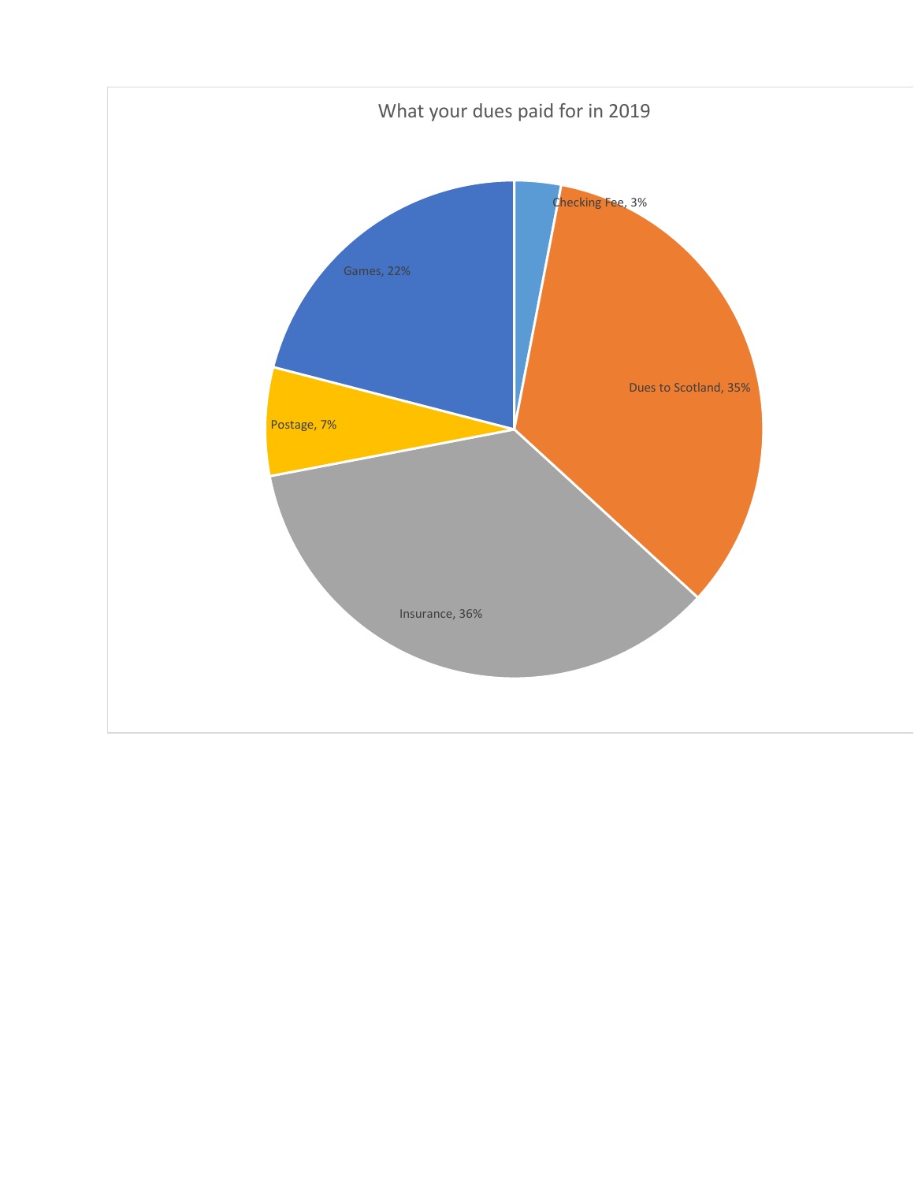What your dues paid for in 2019

Checking Fee, 3%

Dues to Scotland, 35%

Insurance, 36%

Postage, 7%

Games, 22%